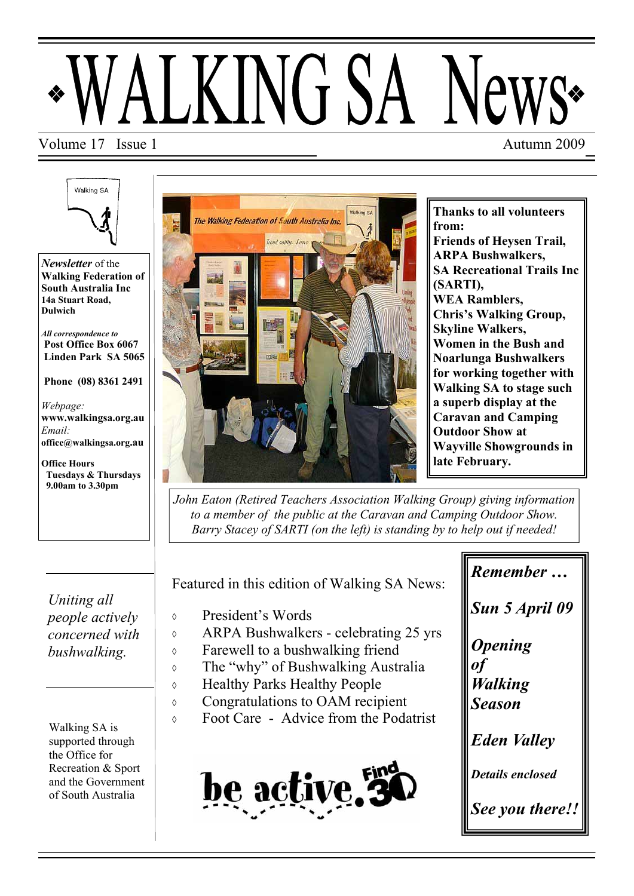# WALKING SA News

Volume 17 Issue 1 Autumn 2009

*Newsletter* of the **Walking Federation of South Australia Inc**
**14a Stuart Road, Dulwich**

*All correspondence to*
**Post Office Box 6067**
**Linden Park SA 5065**

**Phone (08) 8361 2491**

*Webpage:*
**www.walkingsa.org.au**
*Email:*
**office@walkingsa.org.au**

**Office Hours**
**Tuesdays & Thursdays**
**9.00am to 3.30pm**

*Uniting all people actively concerned with bushwalking.*

Walking SA is supported through the Office for Recreation & Sport and the Government of South Australia

**Thanks to all volunteers from:**
**Friends of Heysen Trail,**
**ARPA Bushwalkers,**
**SA Recreational Trails Inc (SARTI),**
**WEA Ramblers,**
**Chris's Walking Group,**
**Skyline Walkers,**
**Women in the Bush and Noarlunga Bushwalkers**
**for working together with Walking SA to stage such a superb display at the Caravan and Camping Outdoor Show at Wayville Showgrounds in late February.**

*John Eaton (Retired Teachers Association Walking Group) giving information to a member of the public at the Caravan and Camping Outdoor Show. Barry Stacey of SARTI (on the left) is standing by to help out if needed!*

Featured in this edition of Walking SA News:

- President's Words
- ARPA Bushwalkers - celebrating 25 yrs
- Farewell to a bushwalking friend
- The "why" of Bushwalking Australia
- Healthy Parks Healthy People
- Congratulations to OAM recipient
- Foot Care - Advice from the Podatrist

be active. Find 30

***Remember …***

***Sun 5 April 09***

***Opening of Walking Season***

***Eden Valley***

***Details enclosed***

***See you there!!***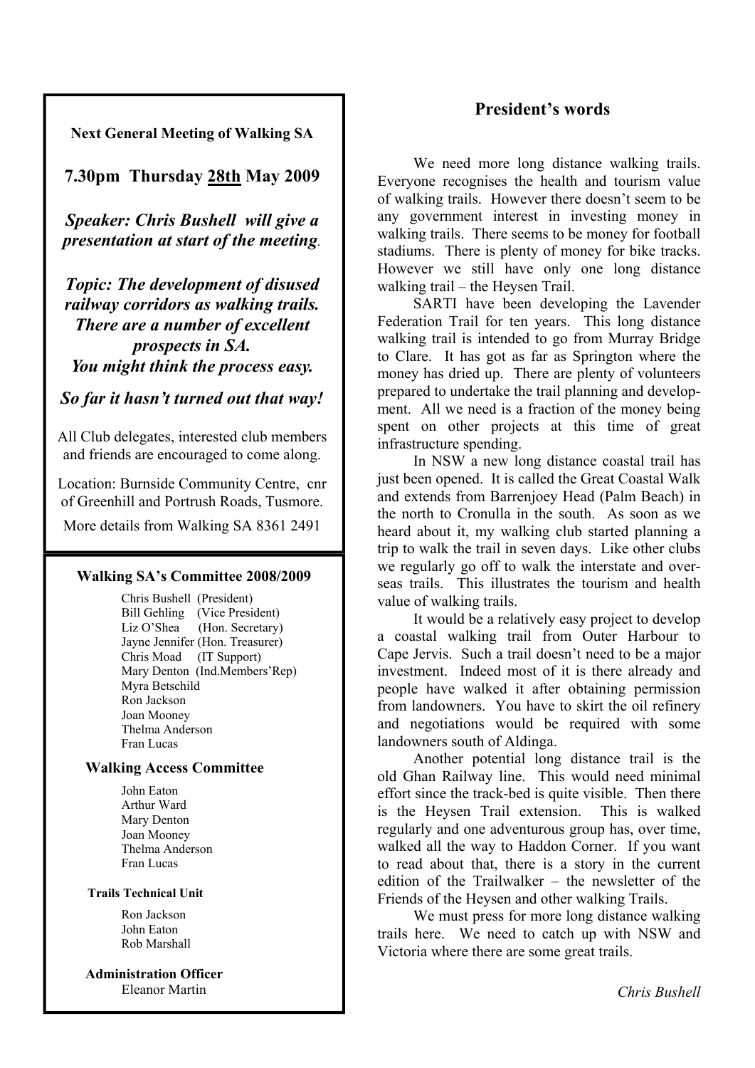**Next General Meeting of Walking SA**

## 7.30pm Thursday 28th May 2009

***Speaker: Chris Bushell will give a presentation at start of the meeting.***

***Topic: The development of disused railway corridors as walking trails. There are a number of excellent prospects in SA. You might think the process easy.***

***So far it hasn't turned out that way!***

All Club delegates, interested club members and friends are encouraged to come along.

Location: Burnside Community Centre, cnr of Greenhill and Portrush Roads, Tusmore.

More details from Walking SA 8361 2491

**Walking SA's Committee 2008/2009**

Chris Bushell (President)
Bill Gehling (Vice President)
Liz O'Shea (Hon. Secretary)
Jayne Jennifer (Hon. Treasurer)
Chris Moad (IT Support)
Mary Denton (Ind.Members'Rep)
Myra Betschild
Ron Jackson
Joan Mooney
Thelma Anderson
Fran Lucas

**Walking Access Committee**

John Eaton
Arthur Ward
Mary Denton
Joan Mooney
Thelma Anderson
Fran Lucas

**Trails Technical Unit**

Ron Jackson
John Eaton
Rob Marshall

**Administration Officer**
Eleanor Martin

## President's words

We need more long distance walking trails. Everyone recognises the health and tourism value of walking trails. However there doesn't seem to be any government interest in investing money in walking trails. There seems to be money for football stadiums. There is plenty of money for bike tracks. However we still have only one long distance walking trail – the Heysen Trail.

SARTI have been developing the Lavender Federation Trail for ten years. This long distance walking trail is intended to go from Murray Bridge to Clare. It has got as far as Springton where the money has dried up. There are plenty of volunteers prepared to undertake the trail planning and development. All we need is a fraction of the money being spent on other projects at this time of great infrastructure spending.

In NSW a new long distance coastal trail has just been opened. It is called the Great Coastal Walk and extends from Barrenjoey Head (Palm Beach) in the north to Cronulla in the south. As soon as we heard about it, my walking club started planning a trip to walk the trail in seven days. Like other clubs we regularly go off to walk the interstate and overseas trails. This illustrates the tourism and health value of walking trails.

It would be a relatively easy project to develop a coastal walking trail from Outer Harbour to Cape Jervis. Such a trail doesn't need to be a major investment. Indeed most of it is there already and people have walked it after obtaining permission from landowners. You have to skirt the oil refinery and negotiations would be required with some landowners south of Aldinga.

Another potential long distance trail is the old Ghan Railway line. This would need minimal effort since the track-bed is quite visible. Then there is the Heysen Trail extension. This is walked regularly and one adventurous group has, over time, walked all the way to Haddon Corner. If you want to read about that, there is a story in the current edition of the Trailwalker – the newsletter of the Friends of the Heysen and other walking Trails.

We must press for more long distance walking trails here. We need to catch up with NSW and Victoria where there are some great trails.

*Chris Bushell*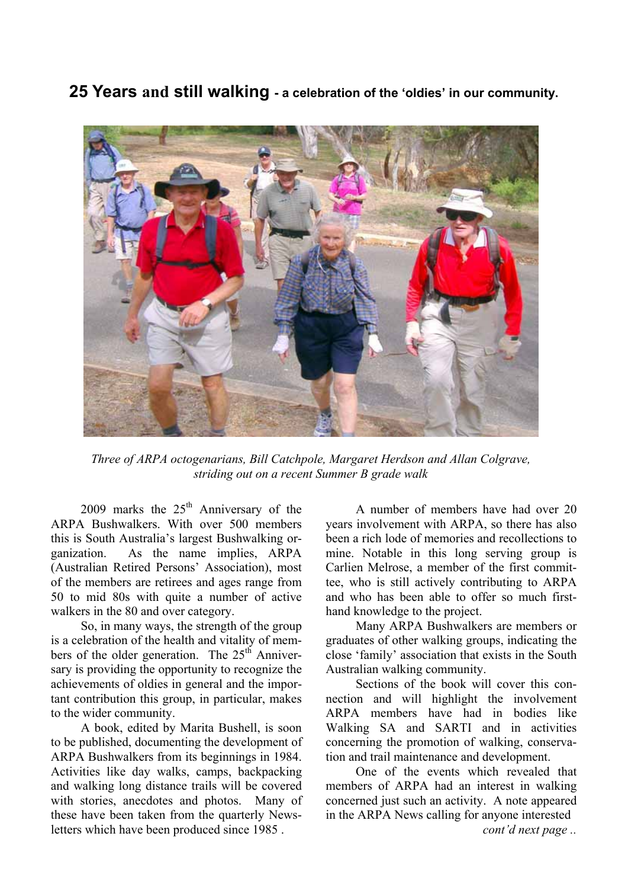## **25 Years and still walking** - **a celebration of the 'oldies' in our community.**

*Three of ARPA octogenarians, Bill Catchpole, Margaret Herdson and Allan Colgrave, striding out on a recent Summer B grade walk*

2009 marks the 25th Anniversary of the ARPA Bushwalkers. With over 500 members this is South Australia's largest Bushwalking organization. As the name implies, ARPA (Australian Retired Persons' Association), most of the members are retirees and ages range from 50 to mid 80s with quite a number of active walkers in the 80 and over category.

So, in many ways, the strength of the group is a celebration of the health and vitality of members of the older generation. The 25th Anniversary is providing the opportunity to recognize the achievements of oldies in general and the important contribution this group, in particular, makes to the wider community.

A book, edited by Marita Bushell, is soon to be published, documenting the development of ARPA Bushwalkers from its beginnings in 1984. Activities like day walks, camps, backpacking and walking long distance trails will be covered with stories, anecdotes and photos. Many of these have been taken from the quarterly Newsletters which have been produced since 1985 .

A number of members have had over 20 years involvement with ARPA, so there has also been a rich lode of memories and recollections to mine. Notable in this long serving group is Carlien Melrose, a member of the first committee, who is still actively contributing to ARPA and who has been able to offer so much first-hand knowledge to the project.

Many ARPA Bushwalkers are members or graduates of other walking groups, indicating the close 'family' association that exists in the South Australian walking community.

Sections of the book will cover this connection and will highlight the involvement ARPA members have had in bodies like Walking SA and SARTI and in activities concerning the promotion of walking, conservation and trail maintenance and development.

One of the events which revealed that members of ARPA had an interest in walking concerned just such an activity. A note appeared in the ARPA News calling for anyone interested

*cont'd next page ..*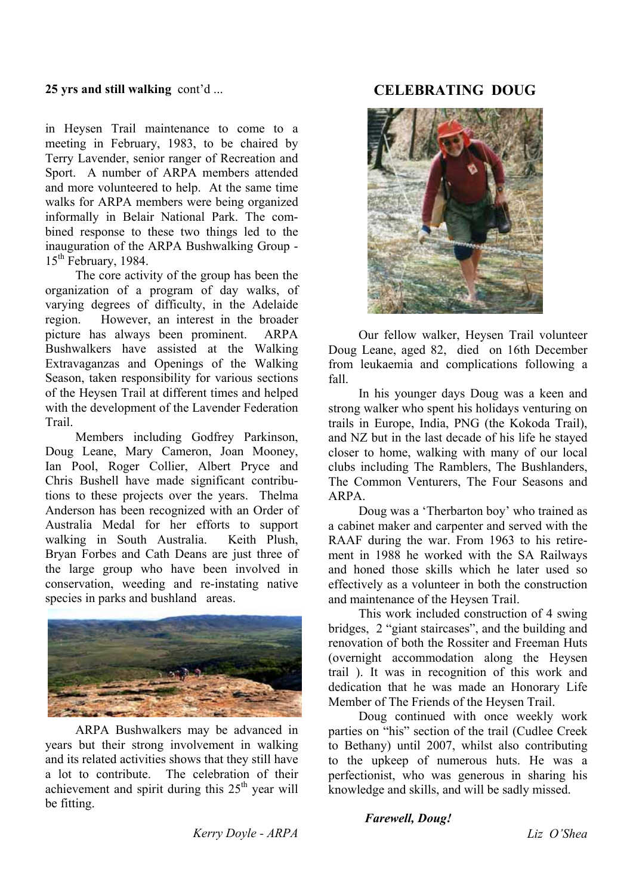**25 yrs and still walking** cont'd ...

in Heysen Trail maintenance to come to a meeting in February, 1983, to be chaired by Terry Lavender, senior ranger of Recreation and Sport. A number of ARPA members attended and more volunteered to help. At the same time walks for ARPA members were being organized informally in Belair National Park. The combined response to these two things led to the inauguration of the ARPA Bushwalking Group - 15th February, 1984.

The core activity of the group has been the organization of a program of day walks, of varying degrees of difficulty, in the Adelaide region. However, an interest in the broader picture has always been prominent. ARPA Bushwalkers have assisted at the Walking Extravaganzas and Openings of the Walking Season, taken responsibility for various sections of the Heysen Trail at different times and helped with the development of the Lavender Federation Trail.

Members including Godfrey Parkinson, Doug Leane, Mary Cameron, Joan Mooney, Ian Pool, Roger Collier, Albert Pryce and Chris Bushell have made significant contributions to these projects over the years. Thelma Anderson has been recognized with an Order of Australia Medal for her efforts to support walking in South Australia. Keith Plush, Bryan Forbes and Cath Deans are just three of the large group who have been involved in conservation, weeding and re-instating native species in parks and bushland areas.

ARPA Bushwalkers may be advanced in years but their strong involvement in walking and its related activities shows that they still have a lot to contribute. The celebration of their achievement and spirit during this 25th year will be fitting.

*Kerry Doyle - ARPA*

## CELEBRATING DOUG

Our fellow walker, Heysen Trail volunteer Doug Leane, aged 82, died on 16th December from leukaemia and complications following a fall.

In his younger days Doug was a keen and strong walker who spent his holidays venturing on trails in Europe, India, PNG (the Kokoda Trail), and NZ but in the last decade of his life he stayed closer to home, walking with many of our local clubs including The Ramblers, The Bushlanders, The Common Venturers, The Four Seasons and ARPA.

Doug was a 'Therbarton boy' who trained as a cabinet maker and carpenter and served with the RAAF during the war. From 1963 to his retirement in 1988 he worked with the SA Railways and honed those skills which he later used so effectively as a volunteer in both the construction and maintenance of the Heysen Trail.

This work included construction of 4 swing bridges, 2 "giant staircases", and the building and renovation of both the Rossiter and Freeman Huts (overnight accommodation along the Heysen trail ). It was in recognition of this work and dedication that he was made an Honorary Life Member of The Friends of the Heysen Trail.

Doug continued with once weekly work parties on "his" section of the trail (Cudlee Creek to Bethany) until 2007, whilst also contributing to the upkeep of numerous huts. He was a perfectionist, who was generous in sharing his knowledge and skills, and will be sadly missed.

***Farewell, Doug!***

*Liz O'Shea*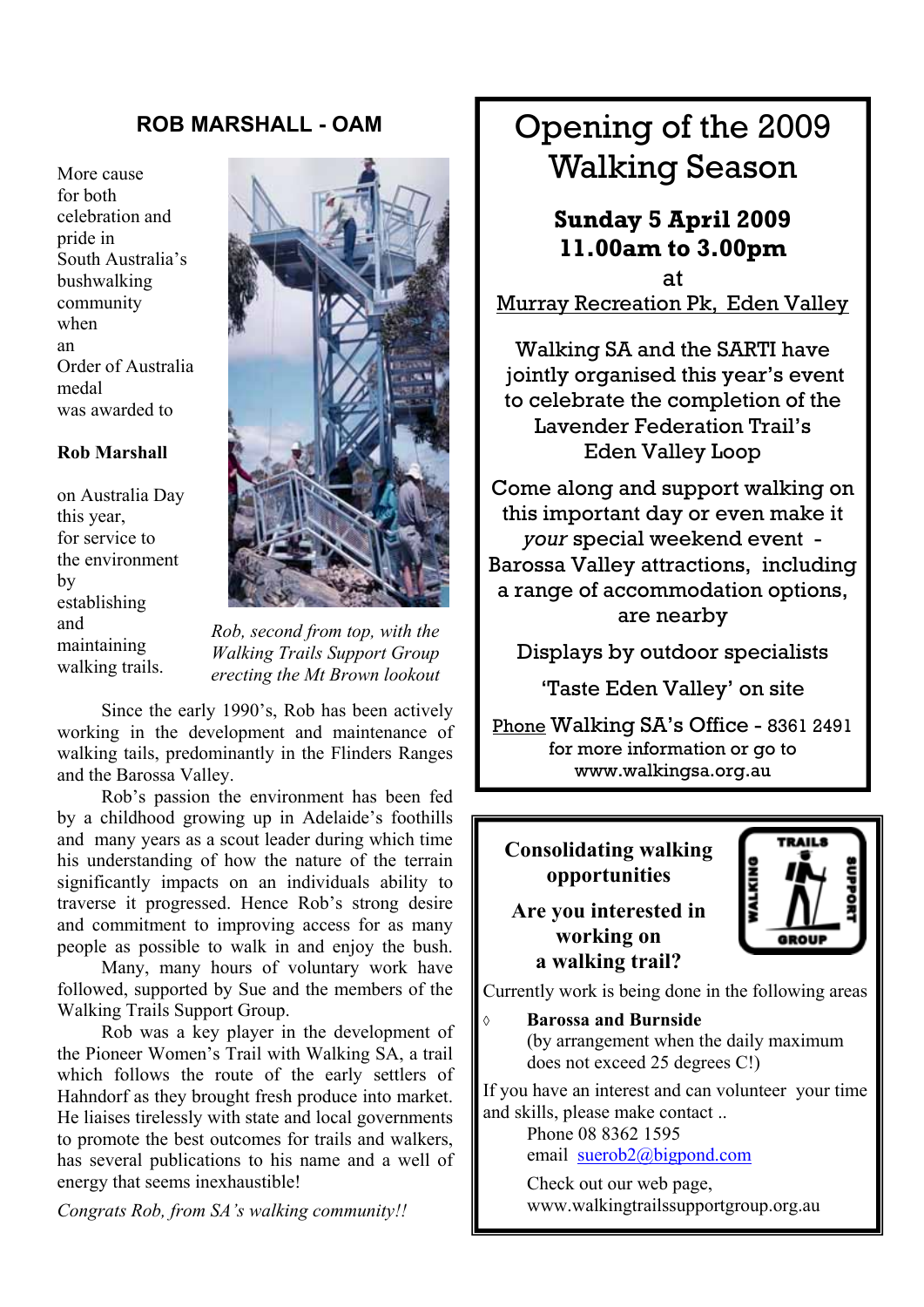## ROB MARSHALL - OAM

More cause for both celebration and pride in South Australia's bushwalking community when an Order of Australia medal was awarded to

**Rob Marshall**

on Australia Day this year, for service to the environment by establishing and maintaining walking trails.

*Rob, second from top, with the Walking Trails Support Group erecting the Mt Brown lookout*

Since the early 1990's, Rob has been actively working in the development and maintenance of walking tails, predominantly in the Flinders Ranges and the Barossa Valley.

Rob's passion the environment has been fed by a childhood growing up in Adelaide's foothills and many years as a scout leader during which time his understanding of how the nature of the terrain significantly impacts on an individuals ability to traverse it progressed. Hence Rob's strong desire and commitment to improving access for as many people as possible to walk in and enjoy the bush.

Many, many hours of voluntary work have followed, supported by Sue and the members of the Walking Trails Support Group.

Rob was a key player in the development of the Pioneer Women's Trail with Walking SA, a trail which follows the route of the early settlers of Hahndorf as they brought fresh produce into market. He liaises tirelessly with state and local governments to promote the best outcomes for trails and walkers, has several publications to his name and a well of energy that seems inexhaustible!

*Congrats Rob, from SA's walking community!!*

# Opening of the 2009 Walking Season

**Sunday 5 April 2009**
**11.00am to 3.00pm**

at

Murray Recreation Pk, Eden Valley

Walking SA and the SARTI have jointly organised this year's event to celebrate the completion of the Lavender Federation Trail's Eden Valley Loop

Come along and support walking on this important day or even make it *your* special weekend event - Barossa Valley attractions, including a range of accommodation options, are nearby

Displays by outdoor specialists

'Taste Eden Valley' on site

Phone Walking SA's Office - 8361 2491 for more information or go to www.walkingsa.org.au

**Consolidating walking opportunities**

**Are you interested in working on a walking trail?**

TRAILS WALKING SUPPORT GROUP

Currently work is being done in the following areas

- **Barossa and Burnside**
  (by arrangement when the daily maximum does not exceed 25 degrees C!)

If you have an interest and can volunteer your time and skills, please make contact ..

Phone 08 8362 1595
email suerob2@bigpond.com

Check out our web page,
www.walkingtrailssupportgroup.org.au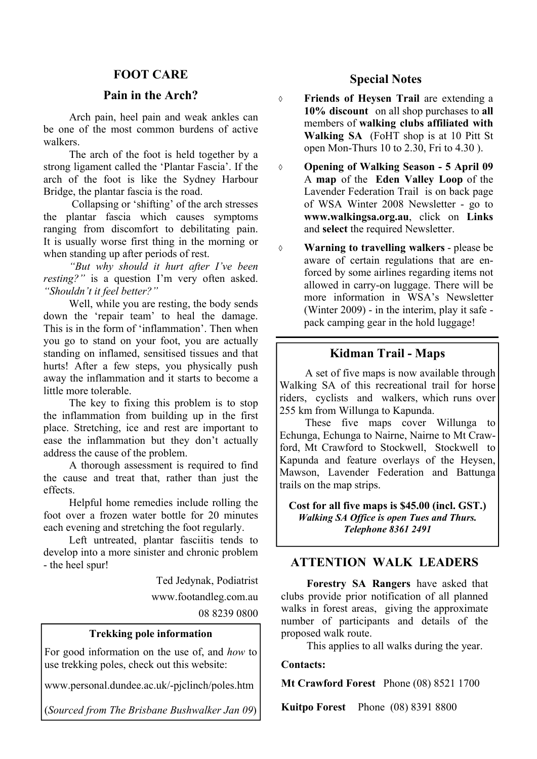## FOOT CARE

### Pain in the Arch?

Arch pain, heel pain and weak ankles can be one of the most common burdens of active walkers.

The arch of the foot is held together by a strong ligament called the 'Plantar Fascia'. If the arch of the foot is like the Sydney Harbour Bridge, the plantar fascia is the road.

Collapsing or 'shifting' of the arch stresses the plantar fascia which causes symptoms ranging from discomfort to debilitating pain. It is usually worse first thing in the morning or when standing up after periods of rest.

*"But why should it hurt after I've been resting?"* is a question I'm very often asked. *"Shouldn't it feel better?"*

Well, while you are resting, the body sends down the 'repair team' to heal the damage. This is in the form of 'inflammation'. Then when you go to stand on your foot, you are actually standing on inflamed, sensitised tissues and that hurts! After a few steps, you physically push away the inflammation and it starts to become a little more tolerable.

The key to fixing this problem is to stop the inflammation from building up in the first place. Stretching, ice and rest are important to ease the inflammation but they don't actually address the cause of the problem.

A thorough assessment is required to find the cause and treat that, rather than just the effects.

Helpful home remedies include rolling the foot over a frozen water bottle for 20 minutes each evening and stretching the foot regularly.

Left untreated, plantar fasciitis tends to develop into a more sinister and chronic problem - the heel spur!

Ted Jedynak, Podiatrist
www.footandleg.com.au
08 8239 0800

**Trekking pole information**

For good information on the use of, and *how* to use trekking poles, check out this website:

www.personal.dundee.ac.uk/-pjclinch/poles.htm

(*Sourced from The Brisbane Bushwalker Jan 09*)

## Special Notes

- **Friends of Heysen Trail** are extending a **10% discount** on all shop purchases to **all** members of **walking clubs affiliated with Walking SA** (FoHT shop is at 10 Pitt St open Mon-Thurs 10 to 2.30, Fri to 4.30 ).
- **Opening of Walking Season - 5 April 09** A **map** of the **Eden Valley Loop** of the Lavender Federation Trail is on back page of WSA Winter 2008 Newsletter - go to **www.walkingsa.org.au**, click on **Links** and **select** the required Newsletter.
- **Warning to travelling walkers** - please be aware of certain regulations that are enforced by some airlines regarding items not allowed in carry-on luggage. There will be more information in WSA's Newsletter (Winter 2009) - in the interim, play it safe - pack camping gear in the hold luggage!

## Kidman Trail - Maps

A set of five maps is now available through Walking SA of this recreational trail for horse riders, cyclists and walkers, which runs over 255 km from Willunga to Kapunda.

These five maps cover Willunga to Echunga, Echunga to Nairne, Nairne to Mt Crawford, Mt Crawford to Stockwell, Stockwell to Kapunda and feature overlays of the Heysen, Mawson, Lavender Federation and Battunga trails on the map strips.

**Cost for all five maps is $45.00 (incl. GST.)**
***Walking SA Office is open Tues and Thurs.***
***Telephone 8361 2491***

## ATTENTION WALK LEADERS

**Forestry SA Rangers** have asked that clubs provide prior notification of all planned walks in forest areas, giving the approximate number of participants and details of the proposed walk route.

This applies to all walks during the year.

**Contacts:**

**Mt Crawford Forest** Phone (08) 8521 1700

**Kuitpo Forest** Phone (08) 8391 8800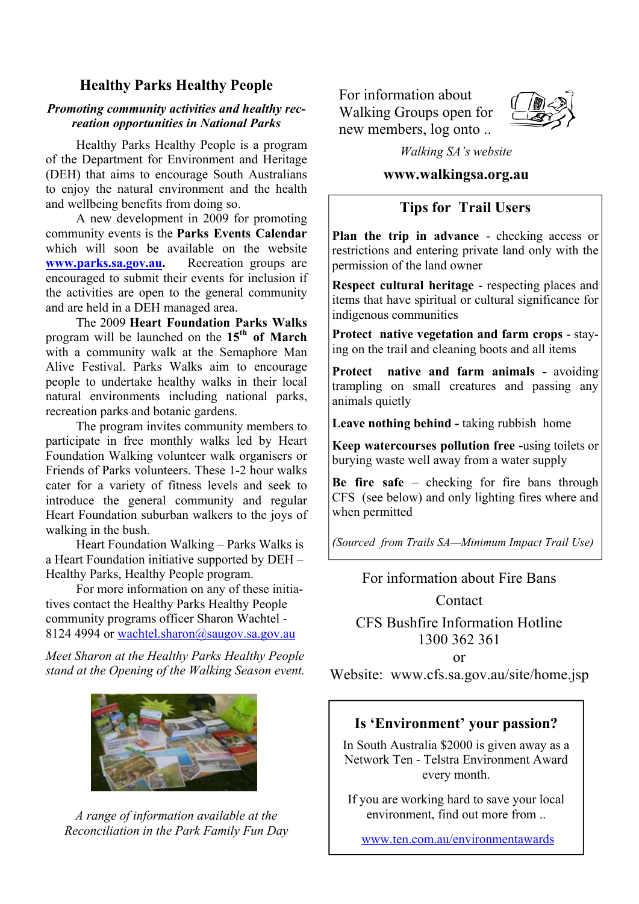## Healthy Parks Healthy People

***Promoting community activities and healthy recreation opportunities in National Parks***

Healthy Parks Healthy People is a program of the Department for Environment and Heritage (DEH) that aims to encourage South Australians to enjoy the natural environment and the health and wellbeing benefits from doing so.

A new development in 2009 for promoting community events is the **Parks Events Calendar** which will soon be available on the website **www.parks.sa.gov.au**. Recreation groups are encouraged to submit their events for inclusion if the activities are open to the general community and are held in a DEH managed area.

The 2009 **Heart Foundation Parks Walks** program will be launched on the **15th of March** with a community walk at the Semaphore Man Alive Festival. Parks Walks aim to encourage people to undertake healthy walks in their local natural environments including national parks, recreation parks and botanic gardens.

The program invites community members to participate in free monthly walks led by Heart Foundation Walking volunteer walk organisers or Friends of Parks volunteers. These 1-2 hour walks cater for a variety of fitness levels and seek to introduce the general community and regular Heart Foundation suburban walkers to the joys of walking in the bush.

Heart Foundation Walking – Parks Walks is a Heart Foundation initiative supported by DEH – Healthy Parks, Healthy People program.

For more information on any of these initiatives contact the Healthy Parks Healthy People community programs officer Sharon Wachtel - 8124 4994 or wachtel.sharon@saugov.sa.gov.au

*Meet Sharon at the Healthy Parks Healthy People stand at the Opening of the Walking Season event.*

*A range of information available at the Reconciliation in the Park Family Fun Day*

For information about Walking Groups open for new members, log onto ..

*Walking SA's website*

**www.walkingsa.org.au**

### Tips for Trail Users

**Plan the trip in advance** - checking access or restrictions and entering private land only with the permission of the land owner

**Respect cultural heritage** - respecting places and items that have spiritual or cultural significance for indigenous communities

**Protect native vegetation and farm crops** - staying on the trail and cleaning boots and all items

**Protect native and farm animals -** avoiding trampling on small creatures and passing any animals quietly

**Leave nothing behind -** taking rubbish home

**Keep watercourses pollution free -**using toilets or burying waste well away from a water supply

**Be fire safe** – checking for fire bans through CFS (see below) and only lighting fires where and when permitted

*(Sourced from Trails SA—Minimum Impact Trail Use)*

For information about Fire Bans

Contact

CFS Bushfire Information Hotline
1300 362 361

or

Website: www.cfs.sa.gov.au/site/home.jsp

### Is 'Environment' your passion?

In South Australia $2000 is given away as a Network Ten - Telstra Environment Award every month.

If you are working hard to save your local environment, find out more from ..

www.ten.com.au/environmentawards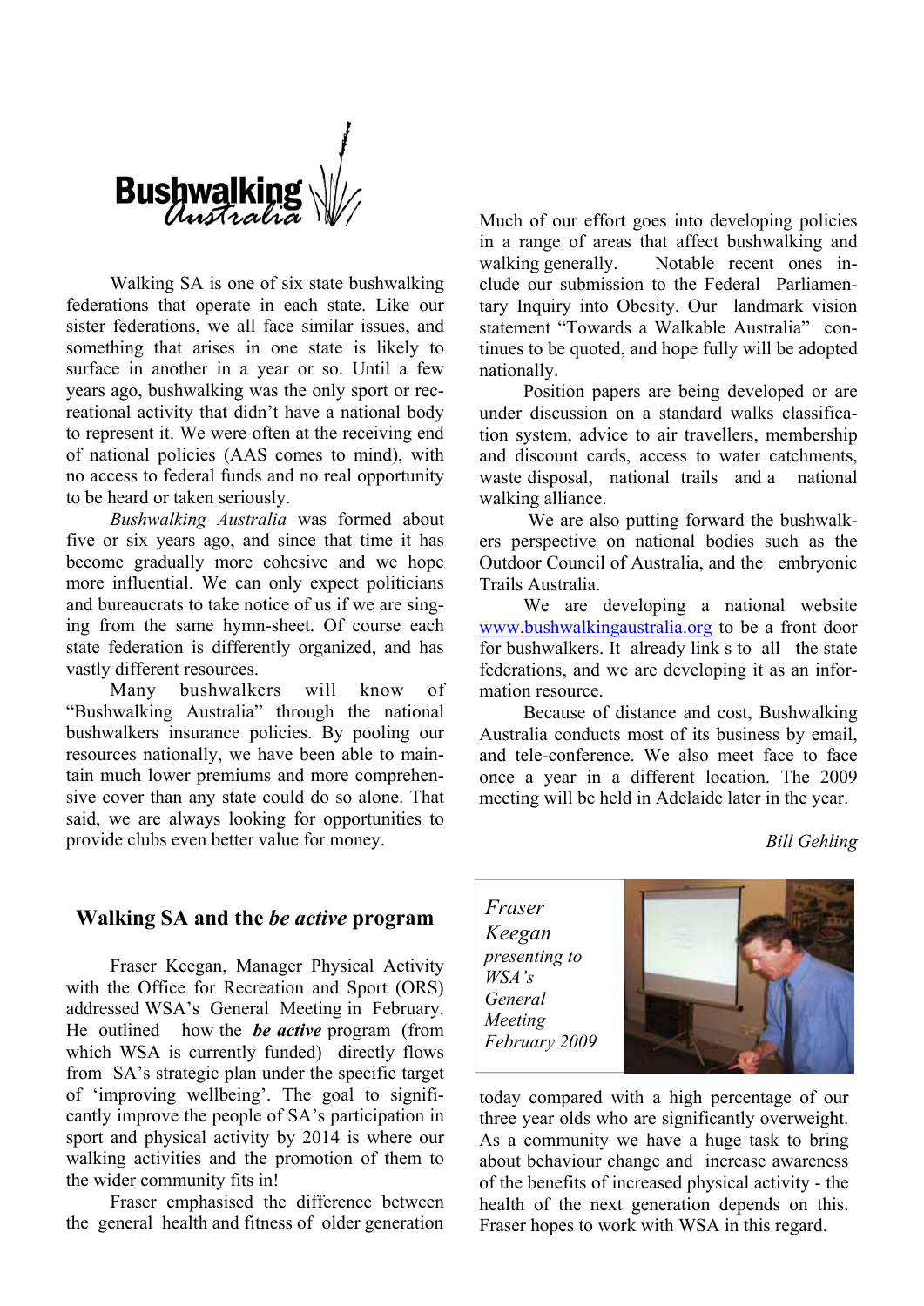Bushwalking Australia

Walking SA is one of six state bushwalking federations that operate in each state. Like our sister federations, we all face similar issues, and something that arises in one state is likely to surface in another in a year or so. Until a few years ago, bushwalking was the only sport or recreational activity that didn't have a national body to represent it. We were often at the receiving end of national policies (AAS comes to mind), with no access to federal funds and no real opportunity to be heard or taken seriously.

*Bushwalking Australia* was formed about five or six years ago, and since that time it has become gradually more cohesive and we hope more influential. We can only expect politicians and bureaucrats to take notice of us if we are singing from the same hymn-sheet. Of course each state federation is differently organized, and has vastly different resources.

Many bushwalkers will know of "Bushwalking Australia" through the national bushwalkers insurance policies. By pooling our resources nationally, we have been able to maintain much lower premiums and more comprehensive cover than any state could do so alone. That said, we are always looking for opportunities to provide clubs even better value for money.

Much of our effort goes into developing policies in a range of areas that affect bushwalking and walking generally. Notable recent ones include our submission to the Federal Parliamentary Inquiry into Obesity. Our landmark vision statement "Towards a Walkable Australia" continues to be quoted, and hope fully will be adopted nationally.

Position papers are being developed or are under discussion on a standard walks classification system, advice to air travellers, membership and discount cards, access to water catchments, waste disposal, national trails and a national walking alliance.

We are also putting forward the bushwalkers perspective on national bodies such as the Outdoor Council of Australia, and the embryonic Trails Australia.

We are developing a national website www.bushwalkingaustralia.org to be a front door for bushwalkers. It already link s to all the state federations, and we are developing it as an information resource.

Because of distance and cost, Bushwalking Australia conducts most of its business by email, and tele-conference. We also meet face to face once a year in a different location. The 2009 meeting will be held in Adelaide later in the year.

*Bill Gehling*

## Walking SA and the *be active* program

Fraser Keegan, Manager Physical Activity with the Office for Recreation and Sport (ORS) addressed WSA's General Meeting in February. He outlined how the ***be active*** program (from which WSA is currently funded) directly flows from SA's strategic plan under the specific target of 'improving wellbeing'. The goal to significantly improve the people of SA's participation in sport and physical activity by 2014 is where our walking activities and the promotion of them to the wider community fits in!

Fraser emphasised the difference between the general health and fitness of older generation today compared with a high percentage of our three year olds who are significantly overweight. As a community we have a huge task to bring about behaviour change and increase awareness of the benefits of increased physical activity - the health of the next generation depends on this. Fraser hopes to work with WSA in this regard.

*Fraser Keegan presenting to WSA's General Meeting February 2009*